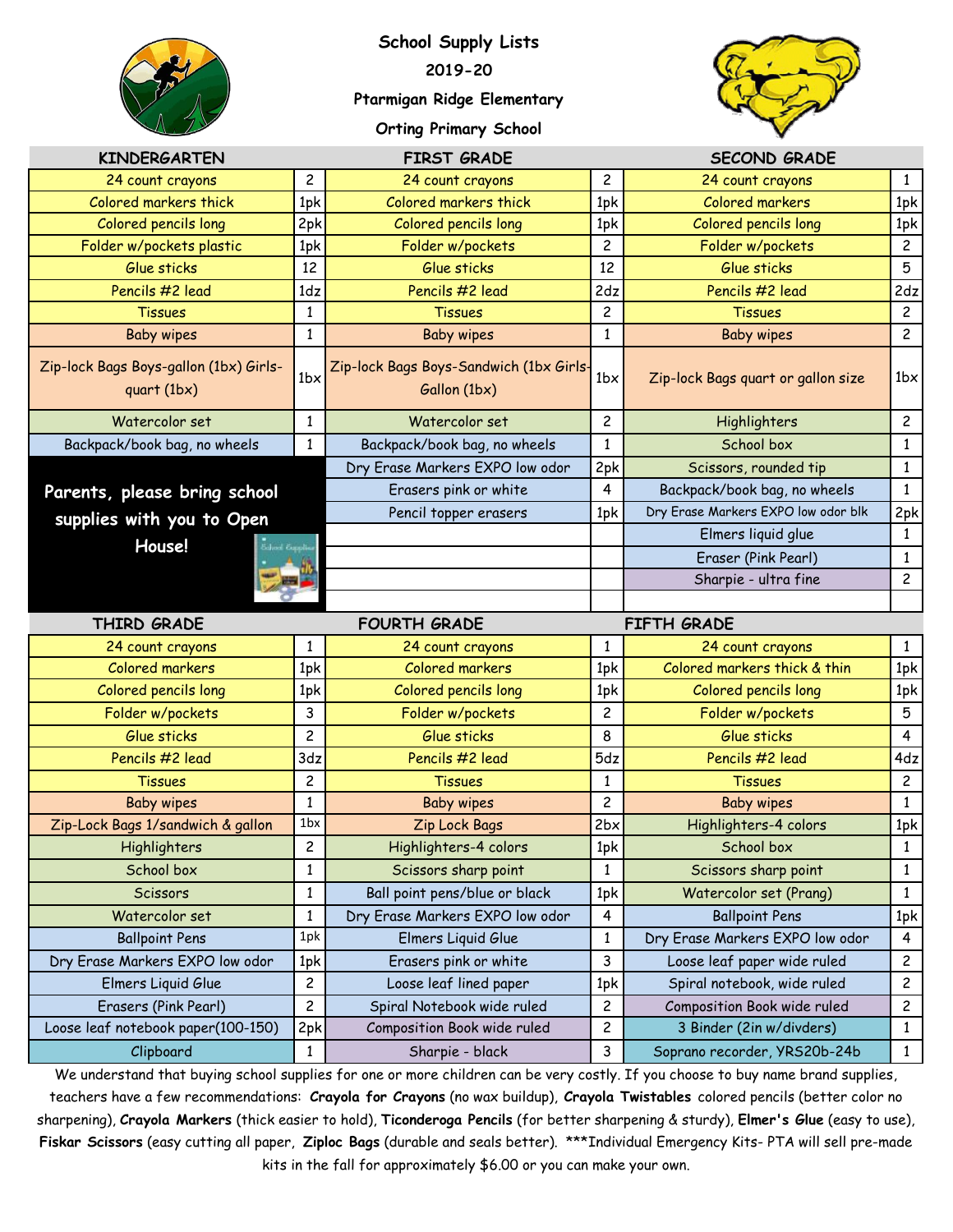# School Supply Lists

## 2019-20

## Ptarmigan Ridge Elementary

## Orting Primary School

| KINDERGARTEN | | FIRST GRADE | | SECOND GRADE | |
|---|---|---|---|---|---|
| 24 count crayons | 2 | 24 count crayons | 2 | 24 count crayons | 1 |
| Colored markers thick | 1pk | Colored markers thick | 1pk | Colored markers | 1pk |
| Colored pencils long | 2pk | Colored pencils long | 1pk | Colored pencils long | 1pk |
| Folder w/pockets plastic | 1pk | Folder w/pockets | 2 | Folder w/pockets | 2 |
| Glue sticks | 12 | Glue sticks | 12 | Glue sticks | 5 |
| Pencils #2 lead | 1dz | Pencils #2 lead | 2dz | Pencils #2 lead | 2dz |
| Tissues | 1 | Tissues | 2 | Tissues | 2 |
| Baby wipes | 1 | Baby wipes | 1 | Baby wipes | 2 |
| Zip-lock Bags Boys-gallon (1bx) Girls-quart (1bx) | 1bx | Zip-lock Bags Boys-Sandwich (1bx Girls-Gallon (1bx) | 1bx | Zip-lock Bags quart or gallon size | 1bx |
| Watercolor set | 1 | Watercolor set | 2 | Highlighters | 2 |
| Backpack/book bag, no wheels | 1 | Backpack/book bag, no wheels | 1 | School box | 1 |
| **Parents, please bring school supplies with you to Open House!** | | Dry Erase Markers EXPO low odor | 2pk | Scissors, rounded tip | 1 |
| | | Erasers pink or white | 4 | Backpack/book bag, no wheels | 1 |
| | | Pencil topper erasers | 1pk | Dry Erase Markers EXPO low odor blk | 2pk |
| | | | | Elmers liquid glue | 1 |
| | | | | Eraser (Pink Pearl) | 1 |
| | | | | Sharpie - ultra fine | 2 |

| THIRD GRADE | | FOURTH GRADE | | FIFTH GRADE | |
|---|---|---|---|---|---|
| 24 count crayons | 1 | 24 count crayons | 1 | 24 count crayons | 1 |
| Colored markers | 1pk | Colored markers | 1pk | Colored markers thick & thin | 1pk |
| Colored pencils long | 1pk | Colored pencils long | 1pk | Colored pencils long | 1pk |
| Folder w/pockets | 3 | Folder w/pockets | 2 | Folder w/pockets | 5 |
| Glue sticks | 2 | Glue sticks | 8 | Glue sticks | 4 |
| Pencils #2 lead | 3dz | Pencils #2 lead | 5dz | Pencils #2 lead | 4dz |
| Tissues | 2 | Tissues | 1 | Tissues | 2 |
| Baby wipes | 1 | Baby wipes | 2 | Baby wipes | 1 |
| Zip-Lock Bags 1/sandwich & gallon | 1bx | Zip Lock Bags | 2bx | Highlighters-4 colors | 1pk |
| Highlighters | 2 | Highlighters-4 colors | 1pk | School box | 1 |
| School box | 1 | Scissors sharp point | 1 | Scissors sharp point | 1 |
| Scissors | 1 | Ball point pens/blue or black | 1pk | Watercolor set (Prang) | 1 |
| Watercolor set | 1 | Dry Erase Markers EXPO low odor | 4 | Ballpoint Pens | 1pk |
| Ballpoint Pens | 1pk | Elmers Liquid Glue | 1 | Dry Erase Markers EXPO low odor | 4 |
| Dry Erase Markers EXPO low odor | 1pk | Erasers pink or white | 3 | Loose leaf paper wide ruled | 2 |
| Elmers Liquid Glue | 2 | Loose leaf lined paper | 1pk | Spiral notebook, wide ruled | 2 |
| Erasers (Pink Pearl) | 2 | Spiral Notebook wide ruled | 2 | Composition Book wide ruled | 2 |
| Loose leaf notebook paper(100-150) | 2pk | Composition Book wide ruled | 2 | 3 Binder (2in w/divders) | 1 |
| Clipboard | 1 | Sharpie - black | 3 | Soprano recorder, YRS20b-24b | 1 |

We understand that buying school supplies for one or more children can be very costly. If you choose to buy name brand supplies, teachers have a few recommendations: **Crayola for Crayons** (no wax buildup), **Crayola Twistables** colored pencils (better color no sharpening), **Crayola Markers** (thick easier to hold), **Ticonderoga Pencils** (for better sharpening & sturdy), **Elmer's Glue** (easy to use), **Fiskar Scissors** (easy cutting all paper, **Ziploc Bags** (durable and seals better). ***Individual Emergency Kits- PTA will sell pre-made kits in the fall for approximately $6.00 or you can make your own.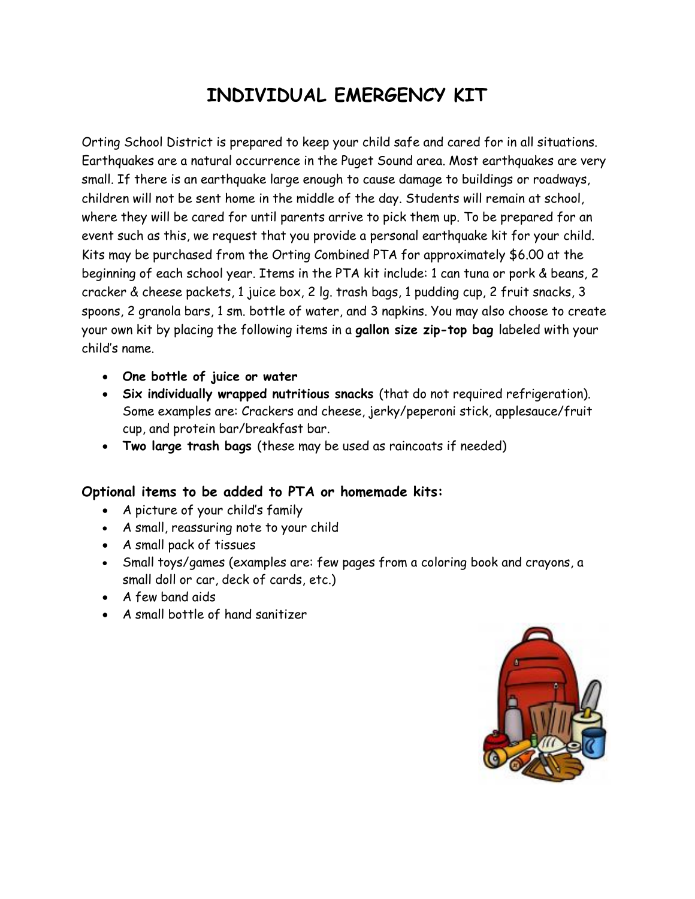# INDIVIDUAL EMERGENCY KIT

Orting School District is prepared to keep your child safe and cared for in all situations. Earthquakes are a natural occurrence in the Puget Sound area. Most earthquakes are very small. If there is an earthquake large enough to cause damage to buildings or roadways, children will not be sent home in the middle of the day. Students will remain at school, where they will be cared for until parents arrive to pick them up. To be prepared for an event such as this, we request that you provide a personal earthquake kit for your child. Kits may be purchased from the Orting Combined PTA for approximately $6.00 at the beginning of each school year. Items in the PTA kit include: 1 can tuna or pork & beans, 2 cracker & cheese packets, 1 juice box, 2 lg. trash bags, 1 pudding cup, 2 fruit snacks, 3 spoons, 2 granola bars, 1 sm. bottle of water, and 3 napkins. You may also choose to create your own kit by placing the following items in a **gallon size zip-top bag** labeled with your child's name.

- **One bottle of juice or water**
- **Six individually wrapped nutritious snacks** (that do not required refrigeration). Some examples are: Crackers and cheese, jerky/peperoni stick, applesauce/fruit cup, and protein bar/breakfast bar.
- **Two large trash bags** (these may be used as raincoats if needed)

**Optional items to be added to PTA or homemade kits:**

- A picture of your child's family
- A small, reassuring note to your child
- A small pack of tissues
- Small toys/games (examples are: few pages from a coloring book and crayons, a small doll or car, deck of cards, etc.)
- A few band aids
- A small bottle of hand sanitizer